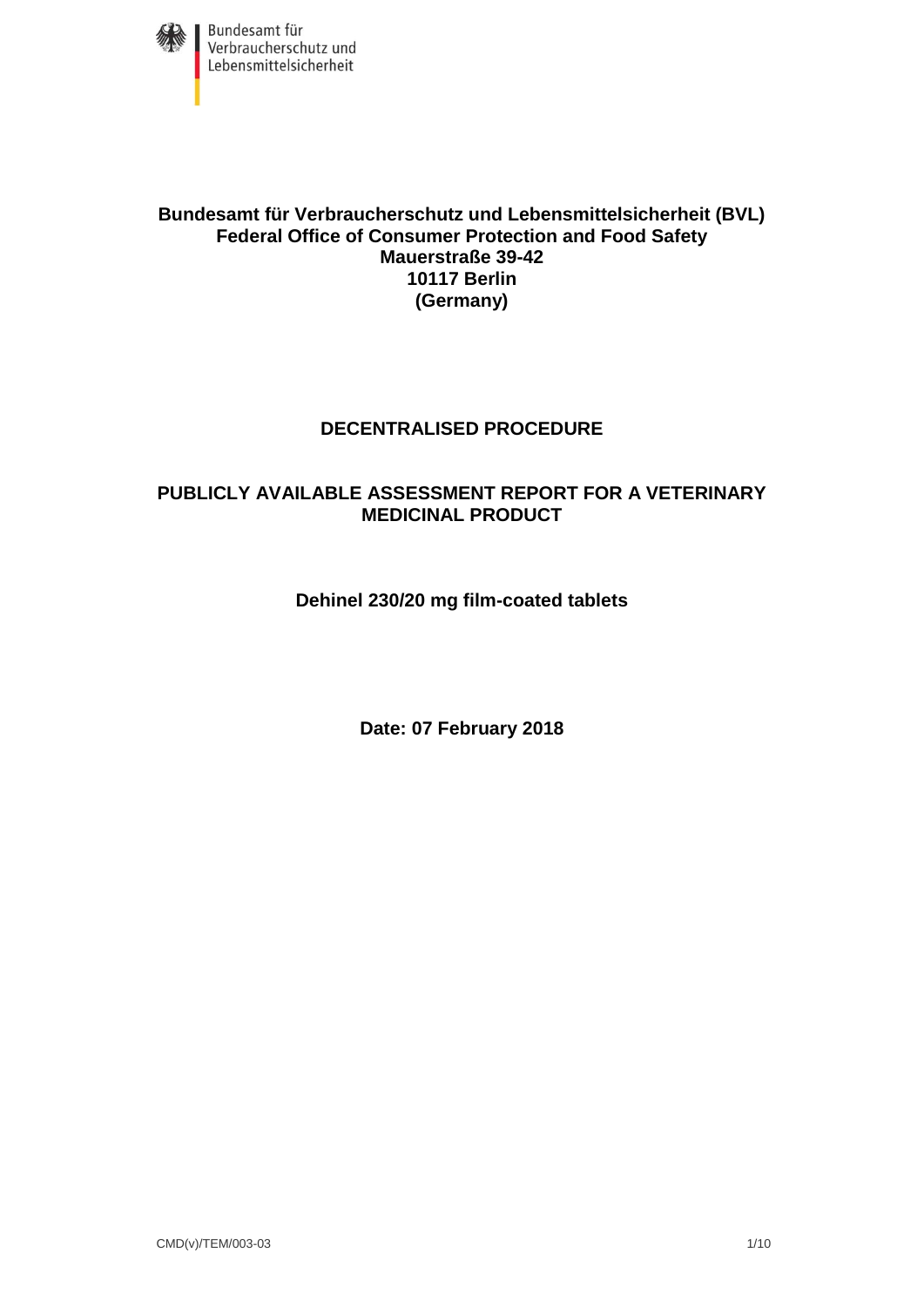Bundesamt für Verbraucherschutz und Lebensmittelsicherheit

**Bundesamt für Verbraucherschutz und Lebensmittelsicherheit (BVL)**
**Federal Office of Consumer Protection and Food Safety**
**Mauerstraße 39-42**
**10117 Berlin**
**(Germany)**

# DECENTRALISED PROCEDURE

# PUBLICLY AVAILABLE ASSESSMENT REPORT FOR A VETERINARY MEDICINAL PRODUCT

## Dehinel 230/20 mg film-coated tablets

**Date: 07 February 2018**

CMD(v)/TEM/003-03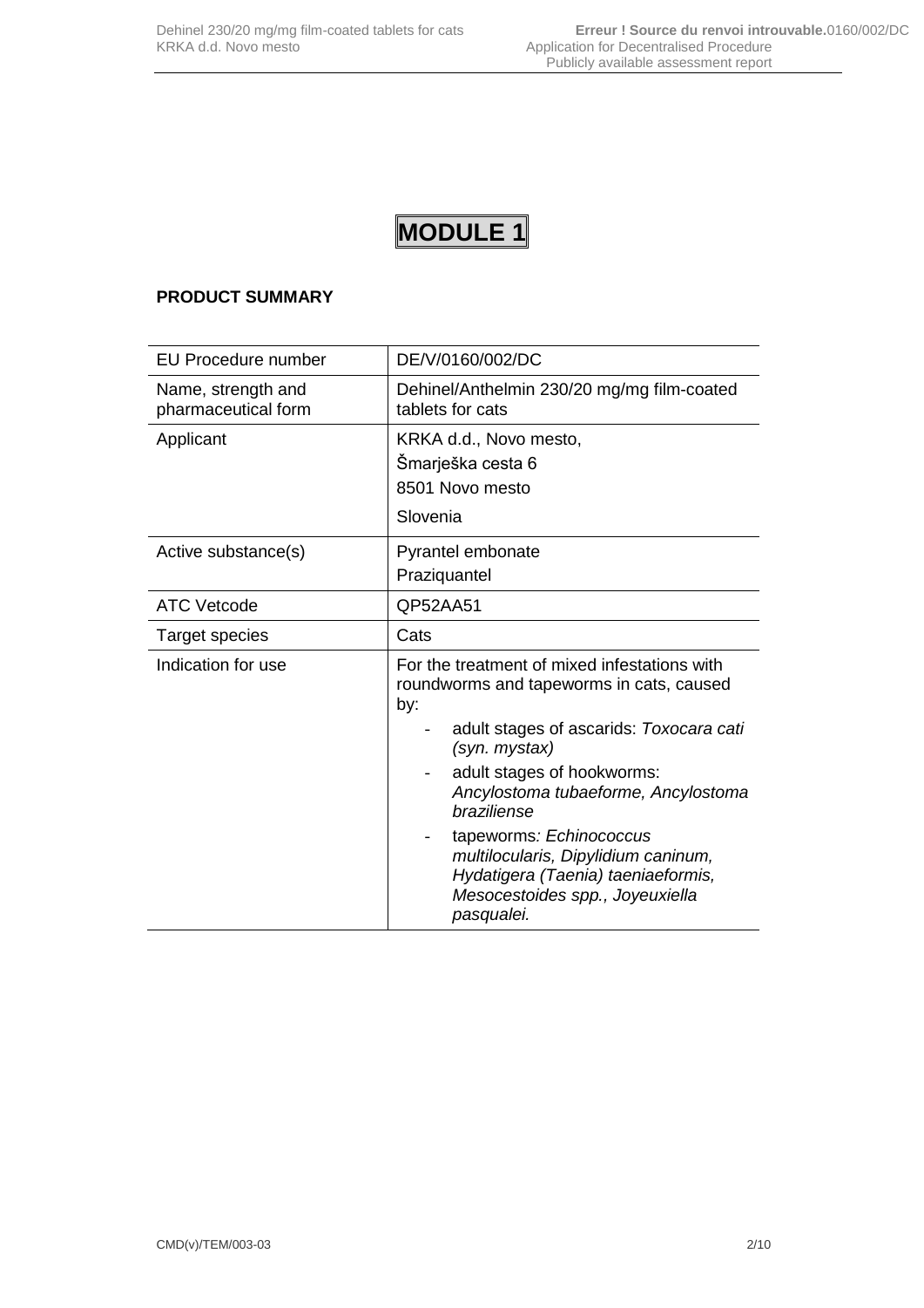# MODULE 1

**PRODUCT SUMMARY**

| EU Procedure number | DE/V/0160/002/DC |
|---|---|
| Name, strength and pharmaceutical form | Dehinel/Anthelmin 230/20 mg/mg film-coated tablets for cats |
| Applicant | KRKA d.d., Novo mesto,<br>Šmarješka cesta 6<br>8501 Novo mesto<br>Slovenia |
| Active substance(s) | Pyrantel embonate<br>Praziquantel |
| ATC Vetcode | QP52AA51 |
| Target species | Cats |
| Indication for use | For the treatment of mixed infestations with roundworms and tapeworms in cats, caused by:<br>- adult stages of ascarids: *Toxocara cati (syn. mystax)*<br>- adult stages of hookworms: *Ancylostoma tubaeforme, Ancylostoma braziliense*<br>- tapeworms*: Echinococcus multilocularis, Dipylidium caninum, Hydatigera (Taenia) taeniaeformis, Mesocestoides spp., Joyeuxiella pasqualei.* |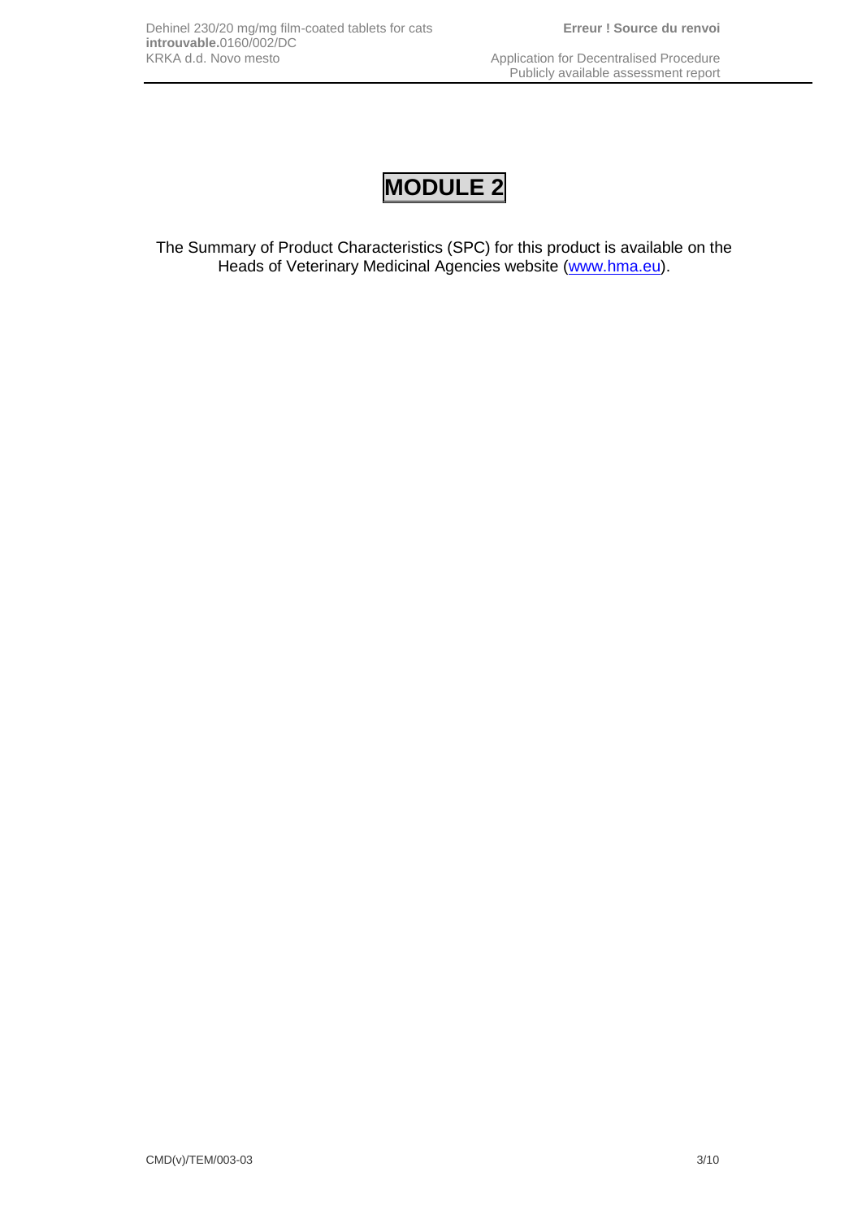# MODULE 2

The Summary of Product Characteristics (SPC) for this product is available on the Heads of Veterinary Medicinal Agencies website (www.hma.eu).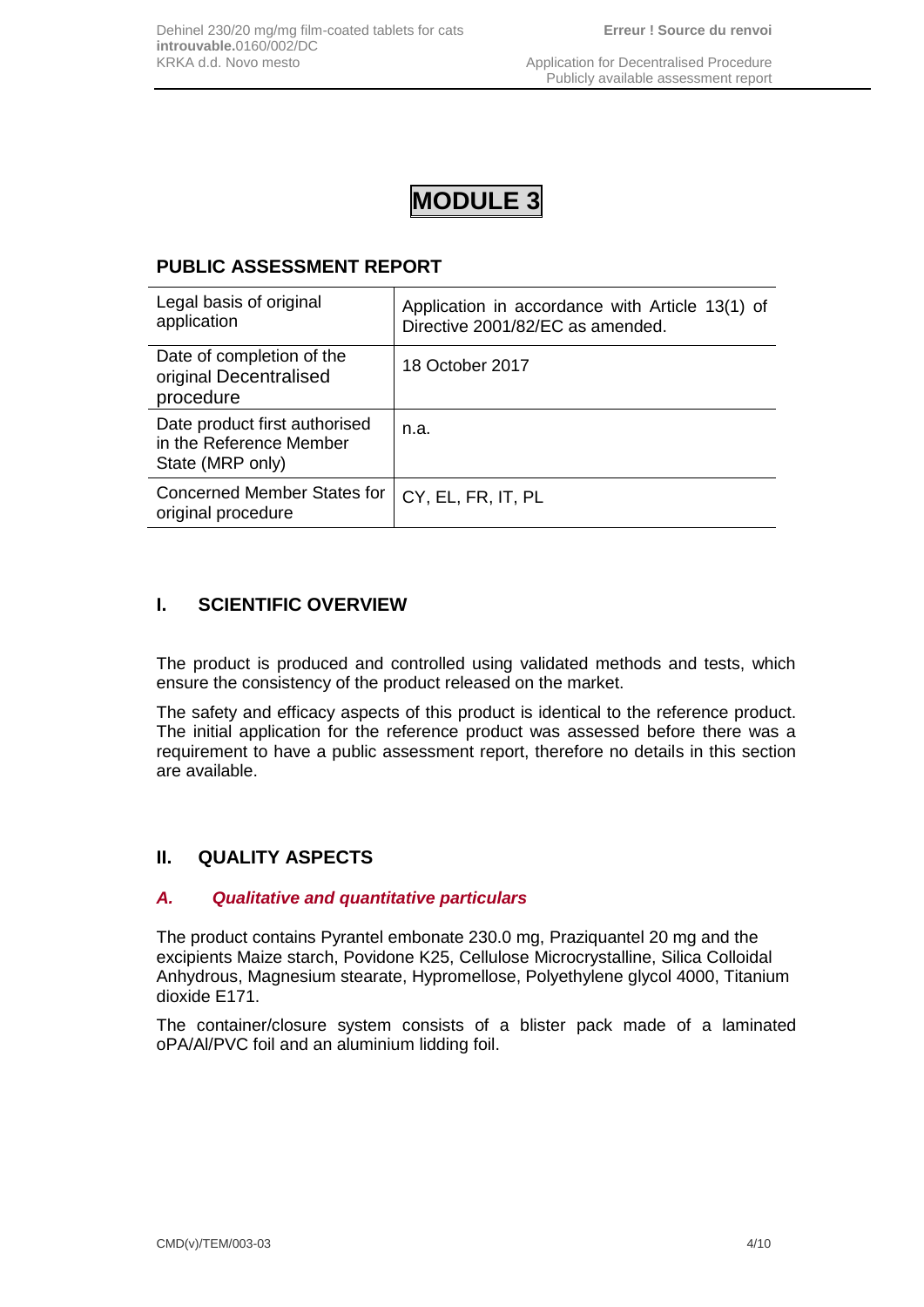# MODULE 3

## PUBLIC ASSESSMENT REPORT

| Legal basis of original application | Application in accordance with Article 13(1) of Directive 2001/82/EC as amended. |
| --- | --- |
| Date of completion of the original Decentralised procedure | 18 October 2017 |
| Date product first authorised in the Reference Member State (MRP only) | n.a. |
| Concerned Member States for original procedure | CY, EL, FR, IT, PL |

## I. SCIENTIFIC OVERVIEW

The product is produced and controlled using validated methods and tests, which ensure the consistency of the product released on the market.

The safety and efficacy aspects of this product is identical to the reference product. The initial application for the reference product was assessed before there was a requirement to have a public assessment report, therefore no details in this section are available.

## II. QUALITY ASPECTS

### *A. Qualitative and quantitative particulars*

The product contains Pyrantel embonate 230.0 mg, Praziquantel 20 mg and the excipients Maize starch, Povidone K25, Cellulose Microcrystalline, Silica Colloidal Anhydrous, Magnesium stearate, Hypromellose, Polyethylene glycol 4000, Titanium dioxide E171.

The container/closure system consists of a blister pack made of a laminated oPA/Al/PVC foil and an aluminium lidding foil.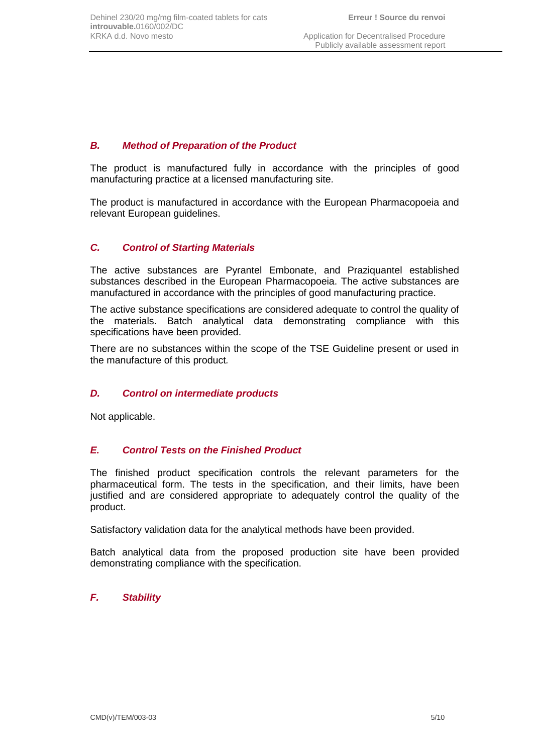### *B. Method of Preparation of the Product*

The product is manufactured fully in accordance with the principles of good manufacturing practice at a licensed manufacturing site.

The product is manufactured in accordance with the European Pharmacopoeia and relevant European guidelines.

### *C. Control of Starting Materials*

The active substances are Pyrantel Embonate, and Praziquantel established substances described in the European Pharmacopoeia. The active substances are manufactured in accordance with the principles of good manufacturing practice.

The active substance specifications are considered adequate to control the quality of the materials. Batch analytical data demonstrating compliance with this specifications have been provided.

There are no substances within the scope of the TSE Guideline present or used in the manufacture of this product.

### *D. Control on intermediate products*

Not applicable.

### *E. Control Tests on the Finished Product*

The finished product specification controls the relevant parameters for the pharmaceutical form. The tests in the specification, and their limits, have been justified and are considered appropriate to adequately control the quality of the product.

Satisfactory validation data for the analytical methods have been provided.

Batch analytical data from the proposed production site have been provided demonstrating compliance with the specification.

### *F. Stability*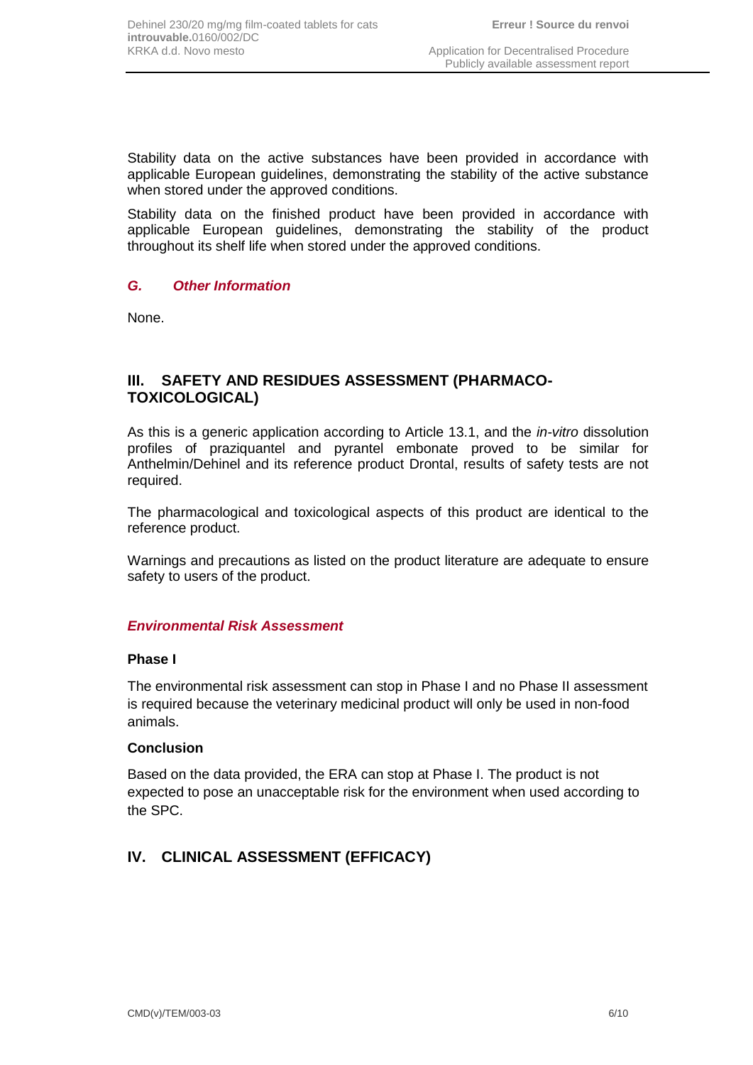Stability data on the active substances have been provided in accordance with applicable European guidelines, demonstrating the stability of the active substance when stored under the approved conditions.

Stability data on the finished product have been provided in accordance with applicable European guidelines, demonstrating the stability of the product throughout its shelf life when stored under the approved conditions.

### *G. Other Information*

None.

## III. SAFETY AND RESIDUES ASSESSMENT (PHARMACO-TOXICOLOGICAL)

As this is a generic application according to Article 13.1, and the *in-vitro* dissolution profiles of praziquantel and pyrantel embonate proved to be similar for Anthelmin/Dehinel and its reference product Drontal, results of safety tests are not required.

The pharmacological and toxicological aspects of this product are identical to the reference product.

Warnings and precautions as listed on the product literature are adequate to ensure safety to users of the product.

### *Environmental Risk Assessment*

**Phase I**

The environmental risk assessment can stop in Phase I and no Phase II assessment is required because the veterinary medicinal product will only be used in non-food animals.

**Conclusion**

Based on the data provided, the ERA can stop at Phase I. The product is not expected to pose an unacceptable risk for the environment when used according to the SPC.

## IV. CLINICAL ASSESSMENT (EFFICACY)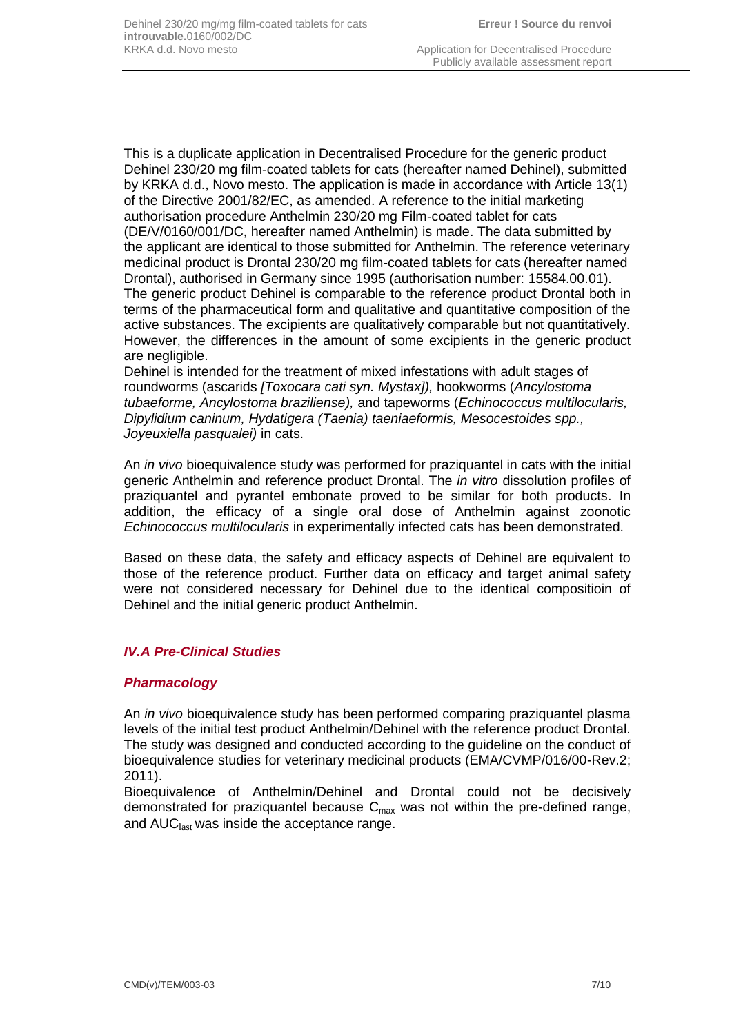This is a duplicate application in Decentralised Procedure for the generic product Dehinel 230/20 mg film-coated tablets for cats (hereafter named Dehinel), submitted by KRKA d.d., Novo mesto. The application is made in accordance with Article 13(1) of the Directive 2001/82/EC, as amended. A reference to the initial marketing authorisation procedure Anthelmin 230/20 mg Film-coated tablet for cats (DE/V/0160/001/DC, hereafter named Anthelmin) is made. The data submitted by the applicant are identical to those submitted for Anthelmin. The reference veterinary medicinal product is Drontal 230/20 mg film-coated tablets for cats (hereafter named Drontal), authorised in Germany since 1995 (authorisation number: 15584.00.01). The generic product Dehinel is comparable to the reference product Drontal both in terms of the pharmaceutical form and qualitative and quantitative composition of the active substances. The excipients are qualitatively comparable but not quantitatively. However, the differences in the amount of some excipients in the generic product are negligible.

Dehinel is intended for the treatment of mixed infestations with adult stages of roundworms (ascarids *[Toxocara cati syn. Mystax]),* hookworms (*Ancylostoma tubaeforme, Ancylostoma braziliense),* and tapeworms (*Echinococcus multilocularis, Dipylidium caninum, Hydatigera (Taenia) taeniaeformis, Mesocestoides spp., Joyeuxiella pasqualei)* in cats.

An *in vivo* bioequivalence study was performed for praziquantel in cats with the initial generic Anthelmin and reference product Drontal. The *in vitro* dissolution profiles of praziquantel and pyrantel embonate proved to be similar for both products. In addition, the efficacy of a single oral dose of Anthelmin against zoonotic *Echinococcus multilocularis* in experimentally infected cats has been demonstrated.

Based on these data, the safety and efficacy aspects of Dehinel are equivalent to those of the reference product. Further data on efficacy and target animal safety were not considered necessary for Dehinel due to the identical compositioin of Dehinel and the initial generic product Anthelmin.

## *IV.A Pre-Clinical Studies*

### *Pharmacology*

An *in vivo* bioequivalence study has been performed comparing praziquantel plasma levels of the initial test product Anthelmin/Dehinel with the reference product Drontal. The study was designed and conducted according to the guideline on the conduct of bioequivalence studies for veterinary medicinal products (EMA/CVMP/016/00-Rev.2; 2011).

Bioequivalence of Anthelmin/Dehinel and Drontal could not be decisively demonstrated for praziquantel because $C_{max}$ was not within the pre-defined range, and $AUC_{last}$ was inside the acceptance range.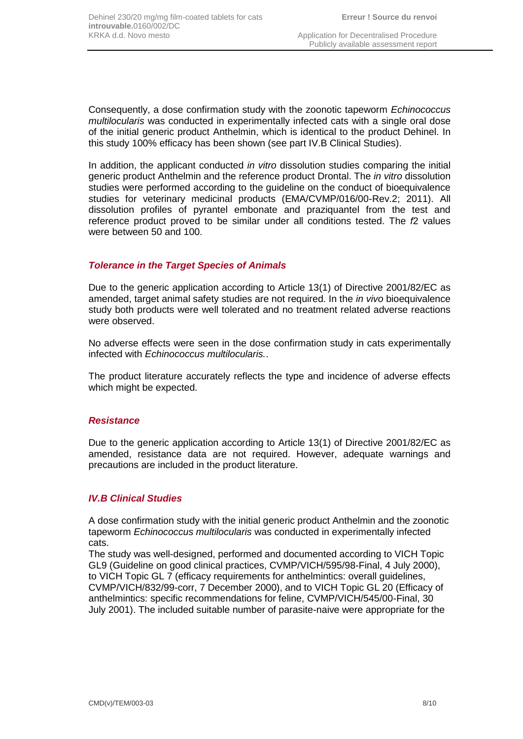Consequently, a dose confirmation study with the zoonotic tapeworm *Echinococcus multilocularis* was conducted in experimentally infected cats with a single oral dose of the initial generic product Anthelmin, which is identical to the product Dehinel. In this study 100% efficacy has been shown (see part IV.B Clinical Studies).

In addition, the applicant conducted *in vitro* dissolution studies comparing the initial generic product Anthelmin and the reference product Drontal. The *in vitro* dissolution studies were performed according to the guideline on the conduct of bioequivalence studies for veterinary medicinal products (EMA/CVMP/016/00-Rev.2; 2011). All dissolution profiles of pyrantel embonate and praziquantel from the test and reference product proved to be similar under all conditions tested. The *f*2 values were between 50 and 100.

### *Tolerance in the Target Species of Animals*

Due to the generic application according to Article 13(1) of Directive 2001/82/EC as amended, target animal safety studies are not required. In the *in vivo* bioequivalence study both products were well tolerated and no treatment related adverse reactions were observed.

No adverse effects were seen in the dose confirmation study in cats experimentally infected with *Echinococcus multilocularis.*.

The product literature accurately reflects the type and incidence of adverse effects which might be expected.

### *Resistance*

Due to the generic application according to Article 13(1) of Directive 2001/82/EC as amended, resistance data are not required. However, adequate warnings and precautions are included in the product literature.

### *IV.B Clinical Studies*

A dose confirmation study with the initial generic product Anthelmin and the zoonotic tapeworm *Echinococcus multilocularis* was conducted in experimentally infected cats.
The study was well-designed, performed and documented according to VICH Topic GL9 (Guideline on good clinical practices, CVMP/VICH/595/98-Final, 4 July 2000), to VICH Topic GL 7 (efficacy requirements for anthelmintics: overall guidelines, CVMP/VICH/832/99-corr, 7 December 2000), and to VICH Topic GL 20 (Efficacy of anthelmintics: specific recommendations for feline, CVMP/VICH/545/00-Final, 30 July 2001). The included suitable number of parasite-naive were appropriate for the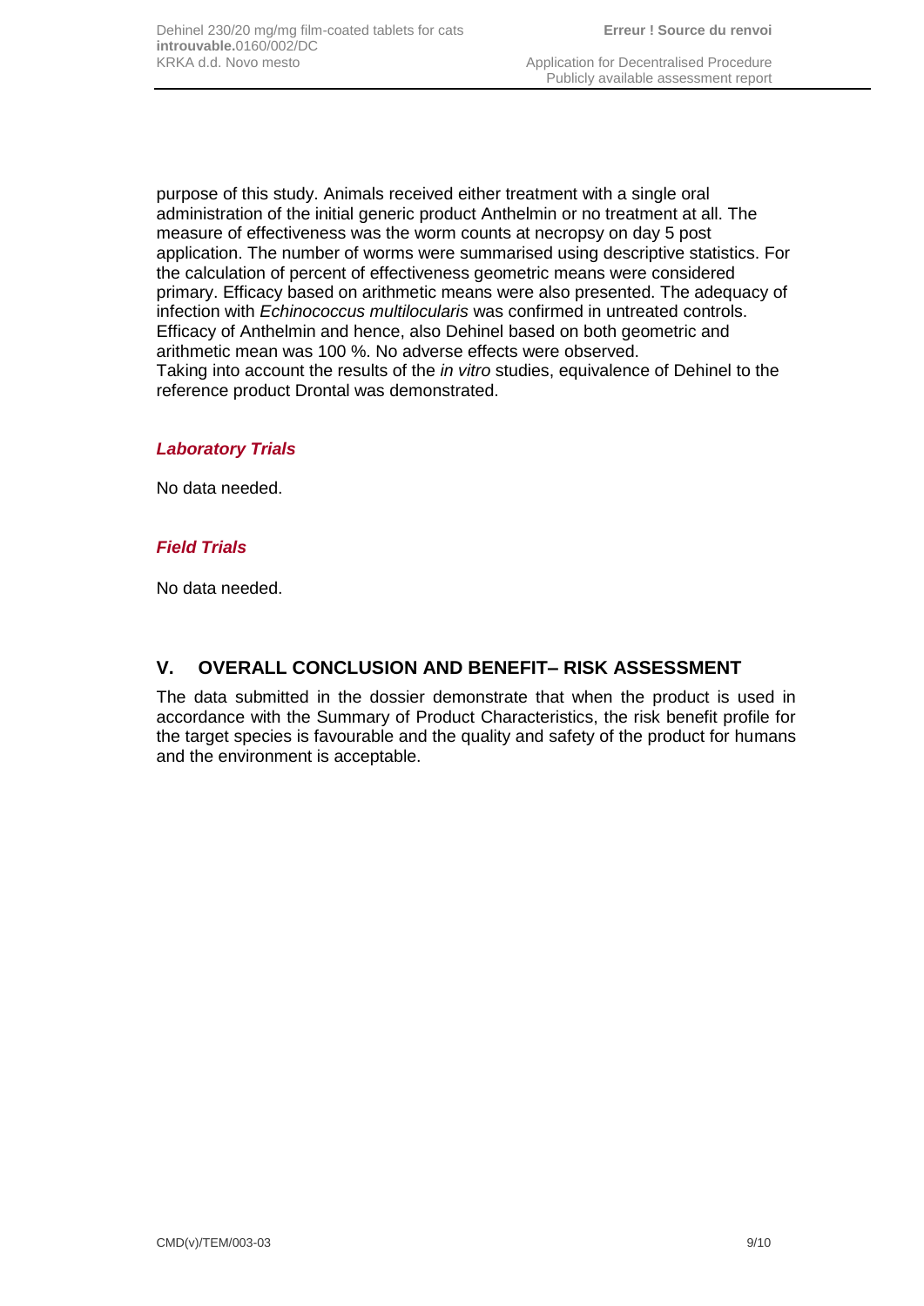purpose of this study. Animals received either treatment with a single oral administration of the initial generic product Anthelmin or no treatment at all. The measure of effectiveness was the worm counts at necropsy on day 5 post application. The number of worms were summarised using descriptive statistics. For the calculation of percent of effectiveness geometric means were considered primary. Efficacy based on arithmetic means were also presented. The adequacy of infection with *Echinococcus multilocularis* was confirmed in untreated controls. Efficacy of Anthelmin and hence, also Dehinel based on both geometric and arithmetic mean was 100 %. No adverse effects were observed.
Taking into account the results of the *in vitro* studies, equivalence of Dehinel to the reference product Drontal was demonstrated.

### *Laboratory Trials*

No data needed.

### *Field Trials*

No data needed.

## V. OVERALL CONCLUSION AND BENEFIT– RISK ASSESSMENT

The data submitted in the dossier demonstrate that when the product is used in accordance with the Summary of Product Characteristics, the risk benefit profile for the target species is favourable and the quality and safety of the product for humans and the environment is acceptable.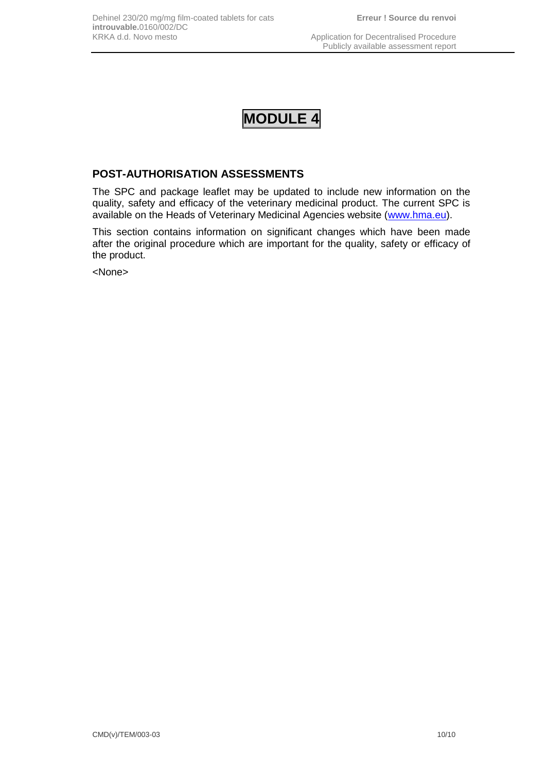# MODULE 4

## POST-AUTHORISATION ASSESSMENTS

The SPC and package leaflet may be updated to include new information on the quality, safety and efficacy of the veterinary medicinal product. The current SPC is available on the Heads of Veterinary Medicinal Agencies website (www.hma.eu).

This section contains information on significant changes which have been made after the original procedure which are important for the quality, safety or efficacy of the product.

<None>